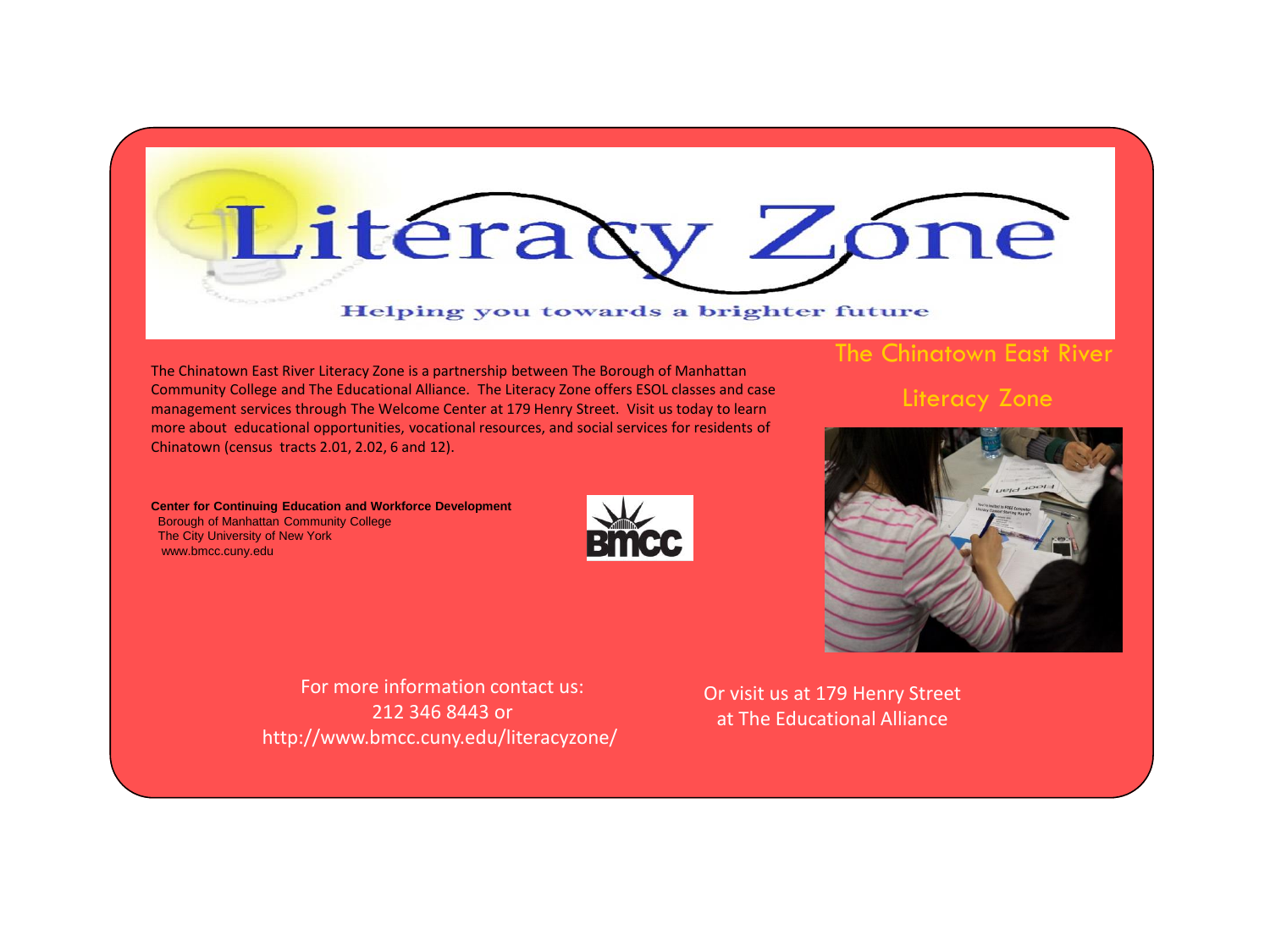# Literacy Zone

**Helping you towards a brighter future**

## The Chinatown East River Literacy Zone

The Chinatown East River Literacy Zone is a partnership between The Borough of Manhattan Community College and The Educational Alliance. The Literacy Zone offers ESOL classes and case management services through The Welcome Center at 179 Henry Street. Visit us today to learn more about educational opportunities, vocational resources, and social services for residents of Chinatown (census tracts 2.01, 2.02, 6 and 12).

**Center for Continuing Education and Workforce Development**
Borough of Manhattan Community College
The City University of New York
www.bmcc.cuny.edu

BMCC

For more information contact us:
212 346 8443 or
http://www.bmcc.cuny.edu/literacyzone/

Or visit us at 179 Henry Street
at The Educational Alliance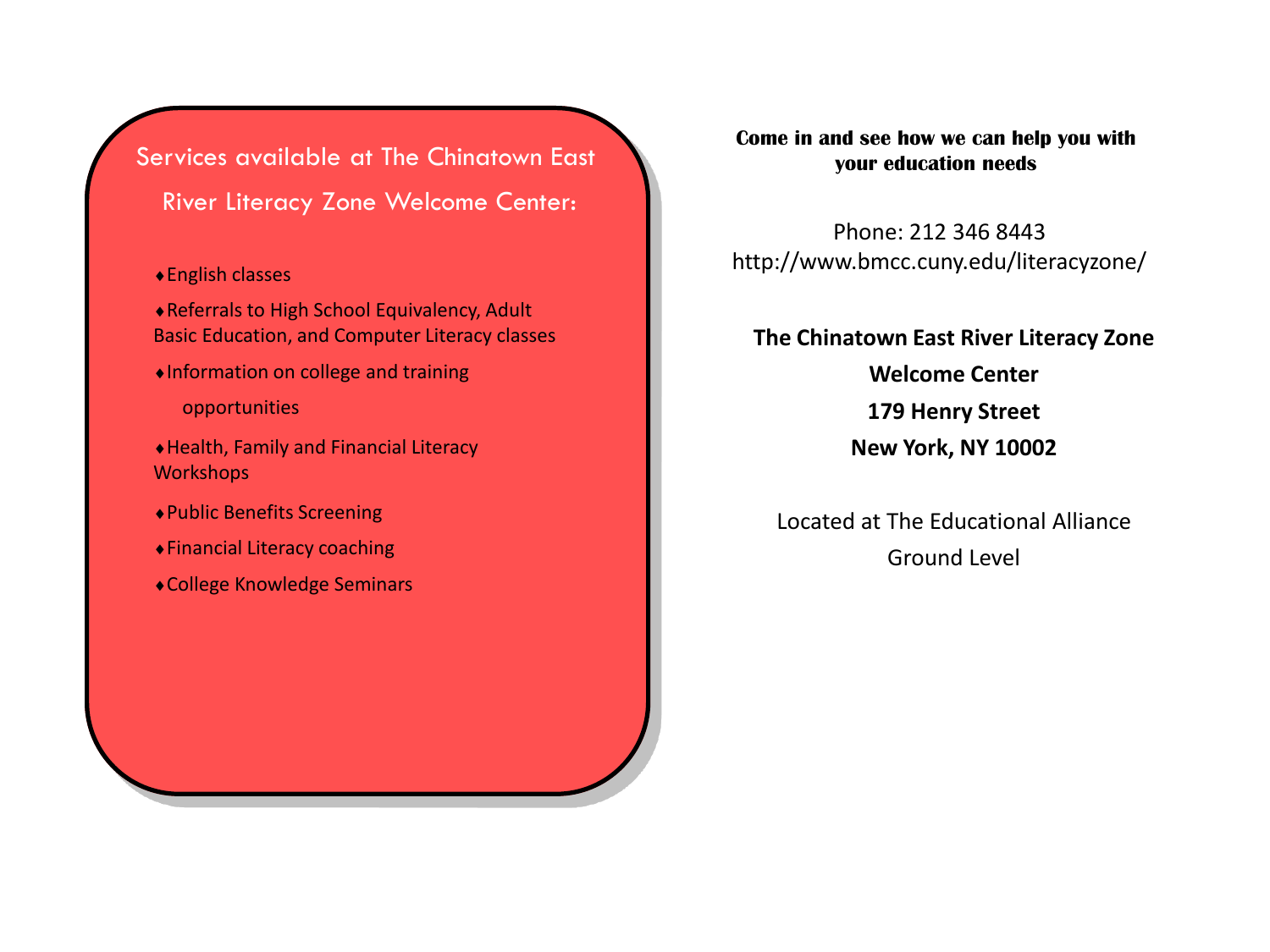## Services available at The Chinatown East River Literacy Zone Welcome Center:

- English classes
- Referrals to High School Equivalency, Adult Basic Education, and Computer Literacy classes
- Information on college and training opportunities
- Health, Family and Financial Literacy Workshops
- Public Benefits Screening
- Financial Literacy coaching
- College Knowledge Seminars

**Come in and see how we can help you with your education needs**

Phone: 212 346 8443
http://www.bmcc.cuny.edu/literacyzone/

**The Chinatown East River Literacy Zone**
**Welcome Center**
**179 Henry Street**
**New York, NY 10002**

Located at The Educational Alliance
Ground Level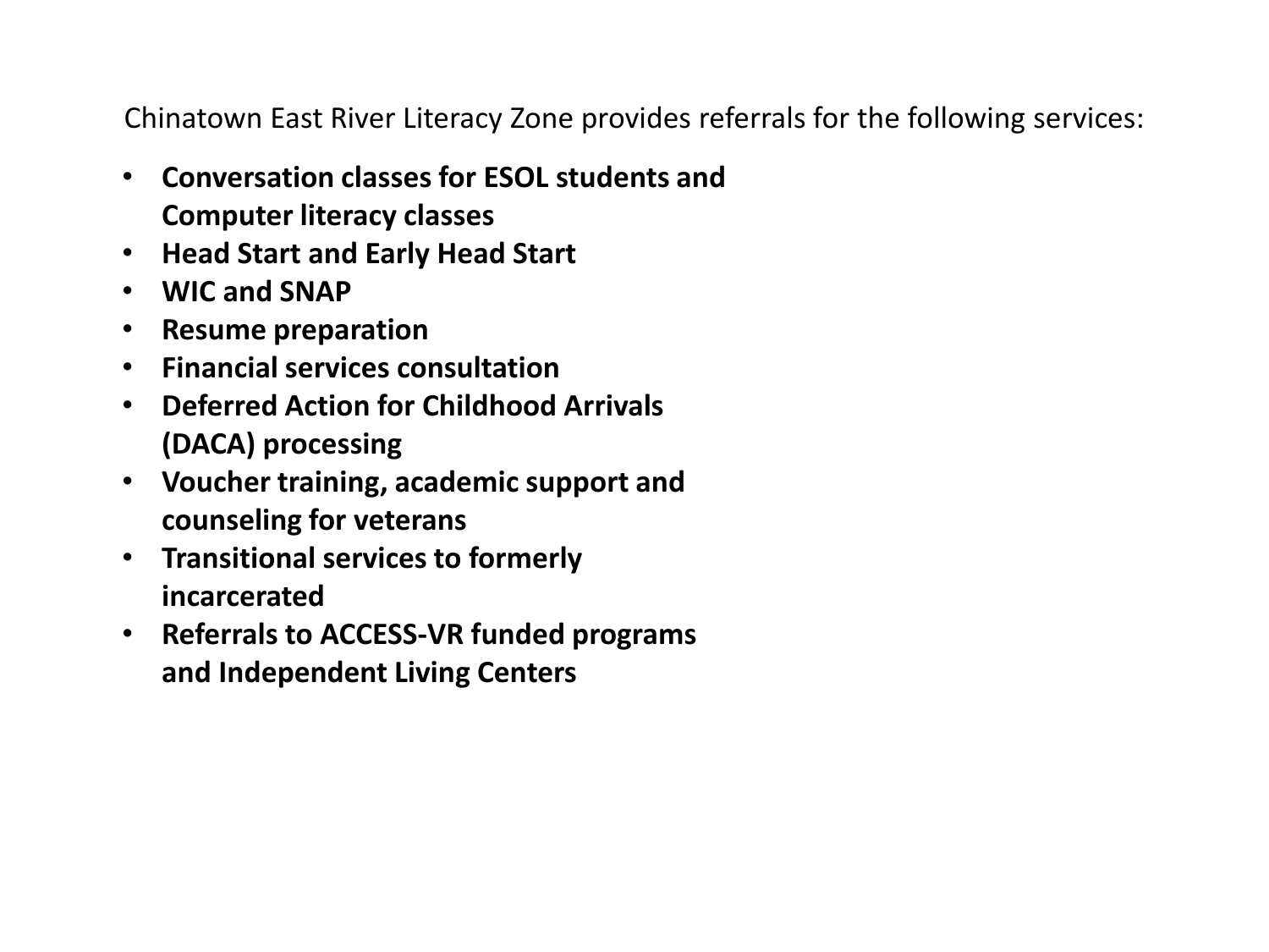Chinatown East River Literacy Zone provides referrals for the following services:

- **Conversation classes for ESOL students and Computer literacy classes**
- **Head Start and Early Head Start**
- **WIC and SNAP**
- **Resume preparation**
- **Financial services consultation**
- **Deferred Action for Childhood Arrivals (DACA) processing**
- **Voucher training, academic support and counseling for veterans**
- **Transitional services to formerly incarcerated**
- **Referrals to ACCESS-VR funded programs and Independent Living Centers**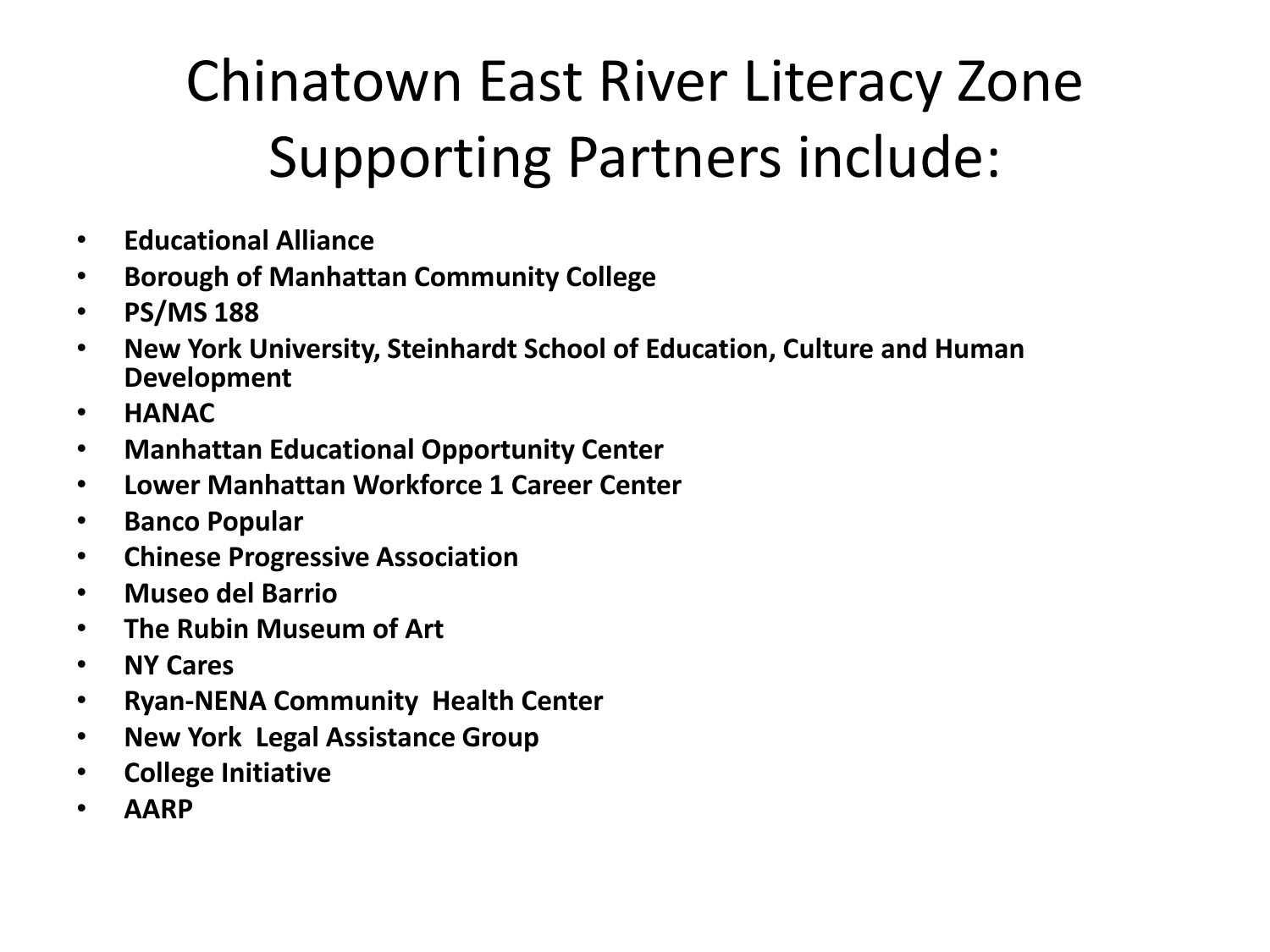# Chinatown East River Literacy Zone Supporting Partners include:

- **Educational Alliance**
- **Borough of Manhattan Community College**
- **PS/MS 188**
- **New York University, Steinhardt School of Education, Culture and Human Development**
- **HANAC**
- **Manhattan Educational Opportunity Center**
- **Lower Manhattan Workforce 1 Career Center**
- **Banco Popular**
- **Chinese Progressive Association**
- **Museo del Barrio**
- **The Rubin Museum of Art**
- **NY Cares**
- **Ryan-NENA Community Health Center**
- **New York Legal Assistance Group**
- **College Initiative**
- **AARP**